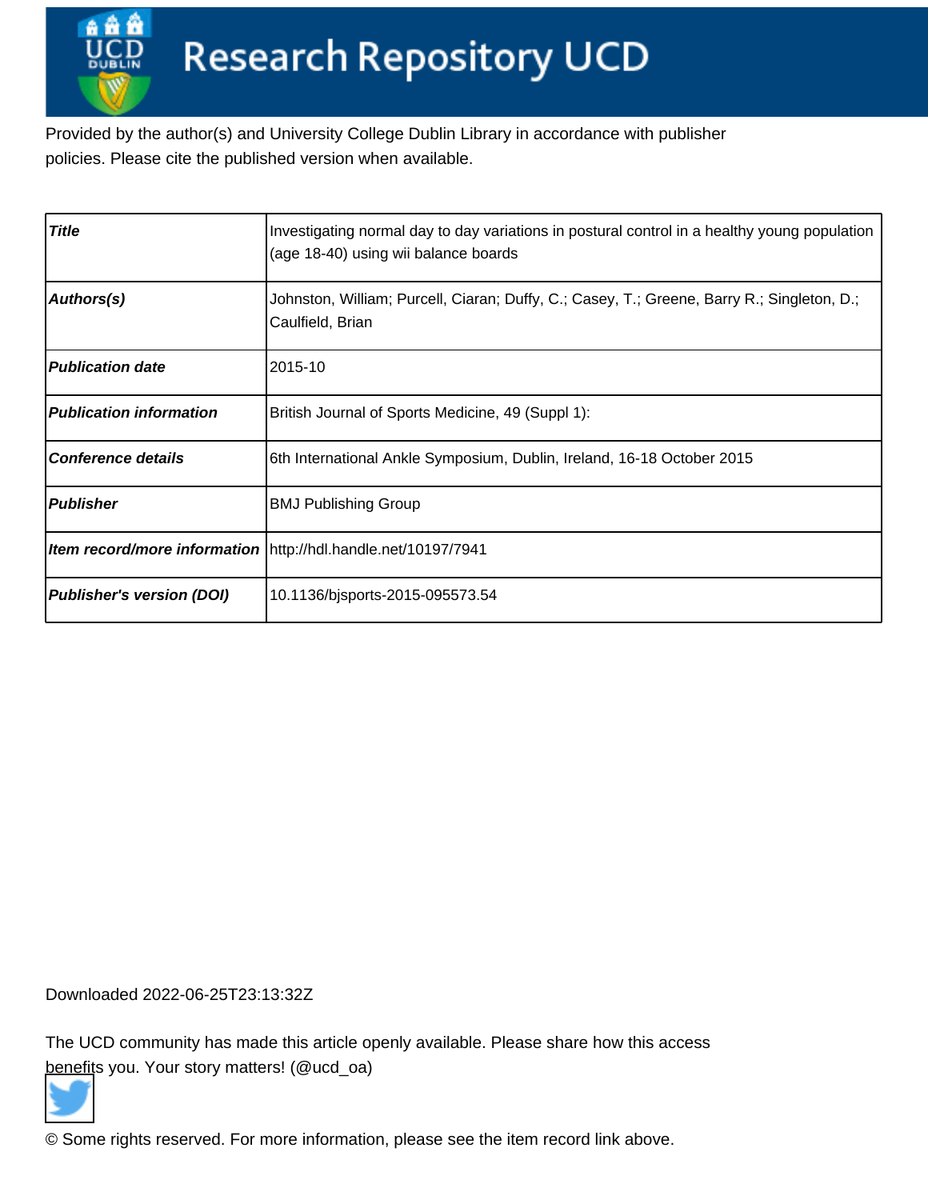Research Repository UCD

Provided by the author(s) and University College Dublin Library in accordance with publisher policies. Please cite the published version when available.

| Title | Investigating normal day to day variations in postural control in a healthy young population (age 18-40) using wii balance boards |
|---|---|
| Authors(s) | Johnston, William; Purcell, Ciaran; Duffy, C.; Casey, T.; Greene, Barry R.; Singleton, D.; Caulfield, Brian |
| Publication date | 2015-10 |
| Publication information | British Journal of Sports Medicine, 49 (Suppl 1): |
| Conference details | 6th International Ankle Symposium, Dublin, Ireland, 16-18 October 2015 |
| Publisher | BMJ Publishing Group |
| Item record/more information | http://hdl.handle.net/10197/7941 |
| Publisher's version (DOI) | 10.1136/bjsports-2015-095573.54 |

Downloaded 2022-06-25T23:13:32Z

The UCD community has made this article openly available. Please share how this access benefits you. Your story matters! (@ucd_oa)

© Some rights reserved. For more information, please see the item record link above.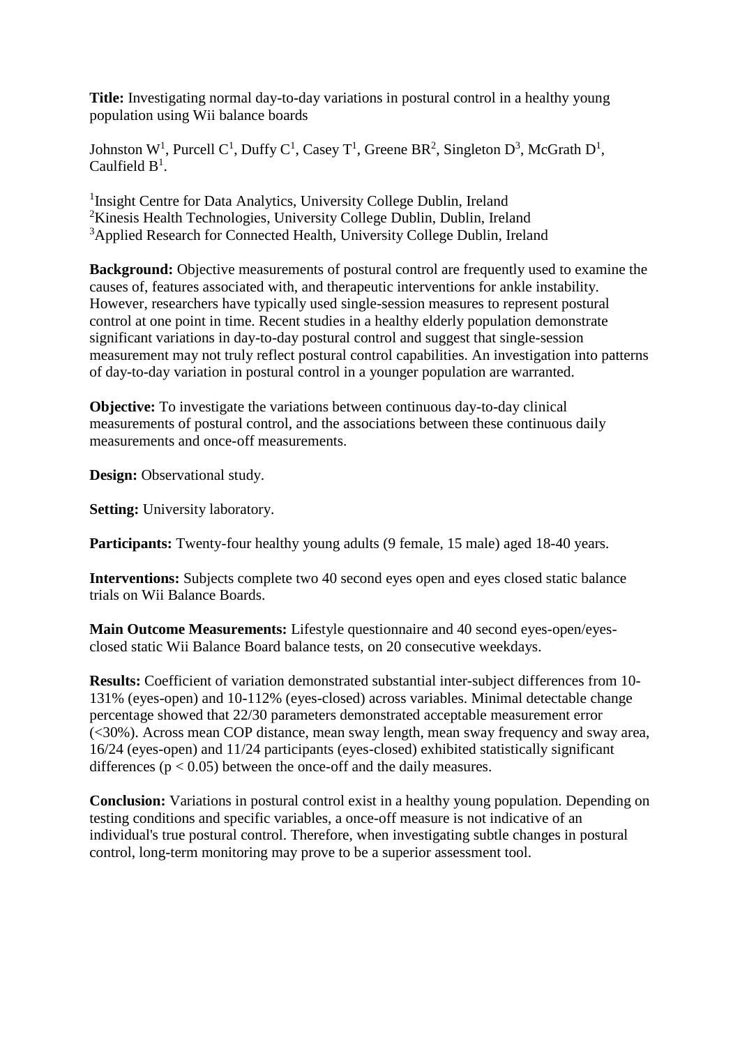**Title:** Investigating normal day-to-day variations in postural control in a healthy young population using Wii balance boards

Johnston W[1], Purcell C[1], Duffy C[1], Casey T[1], Greene BR[2], Singleton D[3], McGrath D[1], Caulfield B[1].

[1]Insight Centre for Data Analytics, University College Dublin, Ireland
[2]Kinesis Health Technologies, University College Dublin, Dublin, Ireland
[3]Applied Research for Connected Health, University College Dublin, Ireland

**Background:** Objective measurements of postural control are frequently used to examine the causes of, features associated with, and therapeutic interventions for ankle instability. However, researchers have typically used single-session measures to represent postural control at one point in time. Recent studies in a healthy elderly population demonstrate significant variations in day-to-day postural control and suggest that single-session measurement may not truly reflect postural control capabilities. An investigation into patterns of day-to-day variation in postural control in a younger population are warranted.

**Objective:** To investigate the variations between continuous day-to-day clinical measurements of postural control, and the associations between these continuous daily measurements and once-off measurements.

**Design:** Observational study.

**Setting:** University laboratory.

**Participants:** Twenty-four healthy young adults (9 female, 15 male) aged 18-40 years.

**Interventions:** Subjects complete two 40 second eyes open and eyes closed static balance trials on Wii Balance Boards.

**Main Outcome Measurements:** Lifestyle questionnaire and 40 second eyes-open/eyes-closed static Wii Balance Board balance tests, on 20 consecutive weekdays.

**Results:** Coefficient of variation demonstrated substantial inter-subject differences from 10-131% (eyes-open) and 10-112% (eyes-closed) across variables. Minimal detectable change percentage showed that 22/30 parameters demonstrated acceptable measurement error (<30%). Across mean COP distance, mean sway length, mean sway frequency and sway area, 16/24 (eyes-open) and 11/24 participants (eyes-closed) exhibited statistically significant differences ($p < 0.05$) between the once-off and the daily measures.

**Conclusion:** Variations in postural control exist in a healthy young population. Depending on testing conditions and specific variables, a once-off measure is not indicative of an individual's true postural control. Therefore, when investigating subtle changes in postural control, long-term monitoring may prove to be a superior assessment tool.